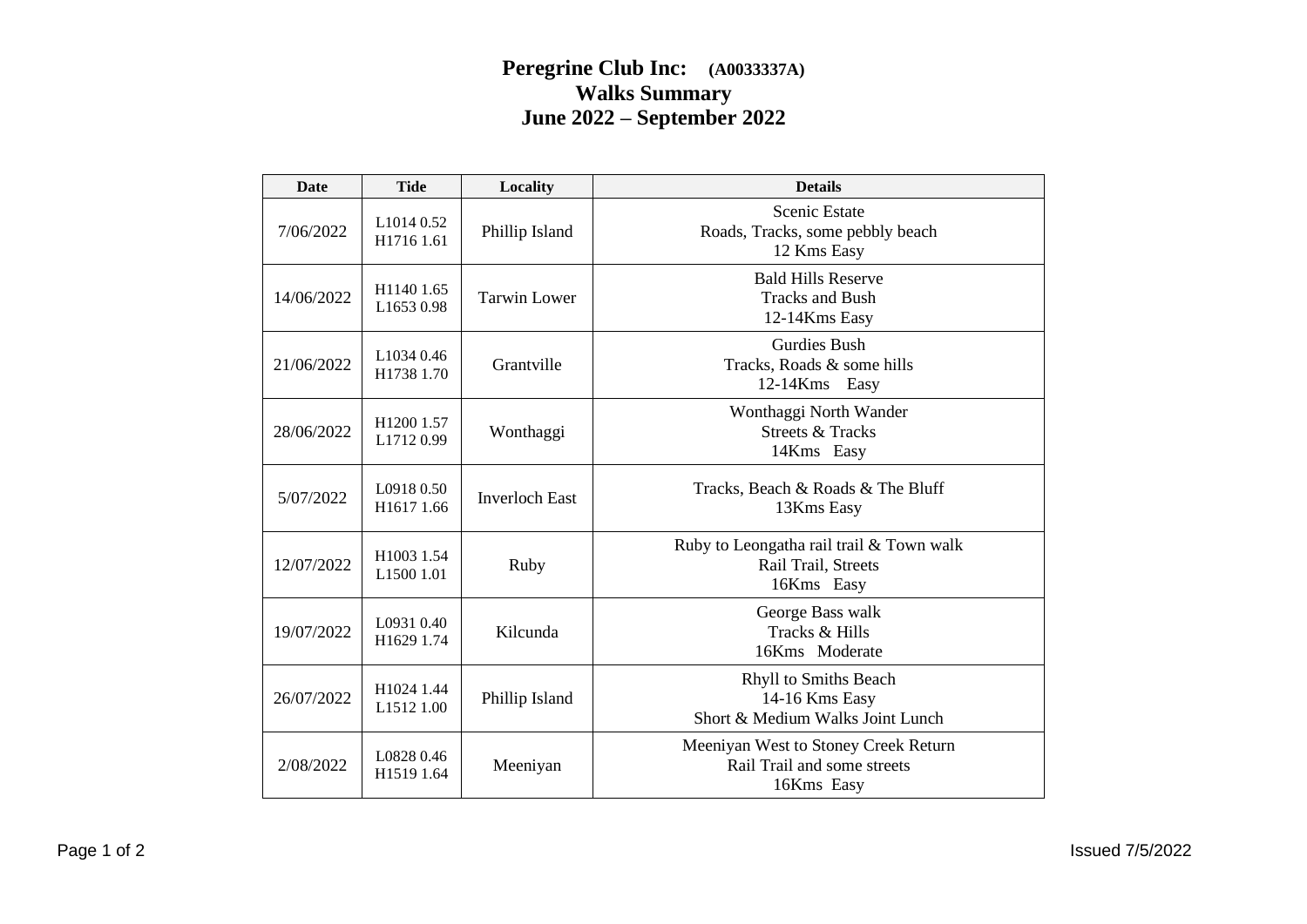# Peregrine Club Inc: (A0033337A)
# Walks Summary
# June 2022 – September 2022

| Date | Tide | Locality | Details |
|---|---|---|---|
| 7/06/2022 | L1014 0.52<br>H1716 1.61 | Phillip Island | Scenic Estate<br>Roads, Tracks, some pebbly beach<br>12 Kms Easy |
| 14/06/2022 | H1140 1.65<br>L1653 0.98 | Tarwin Lower | Bald Hills Reserve<br>Tracks and Bush<br>12-14Kms Easy |
| 21/06/2022 | L1034 0.46<br>H1738 1.70 | Grantville | Gurdies Bush<br>Tracks, Roads & some hills<br>12-14Kms Easy |
| 28/06/2022 | H1200 1.57<br>L1712 0.99 | Wonthaggi | Wonthaggi North Wander<br>Streets & Tracks<br>14Kms Easy |
| 5/07/2022 | L0918 0.50<br>H1617 1.66 | Inverloch East | Tracks, Beach & Roads & The Bluff<br>13Kms Easy |
| 12/07/2022 | H1003 1.54<br>L1500 1.01 | Ruby | Ruby to Leongatha rail trail & Town walk<br>Rail Trail, Streets<br>16Kms Easy |
| 19/07/2022 | L0931 0.40<br>H1629 1.74 | Kilcunda | George Bass walk<br>Tracks & Hills<br>16Kms Moderate |
| 26/07/2022 | H1024 1.44<br>L1512 1.00 | Phillip Island | Rhyll to Smiths Beach<br>14-16 Kms Easy<br>Short & Medium Walks Joint Lunch |
| 2/08/2022 | L0828 0.46<br>H1519 1.64 | Meeniyan | Meeniyan West to Stoney Creek Return<br>Rail Trail and some streets<br>16Kms Easy |

Issued 7/5/2022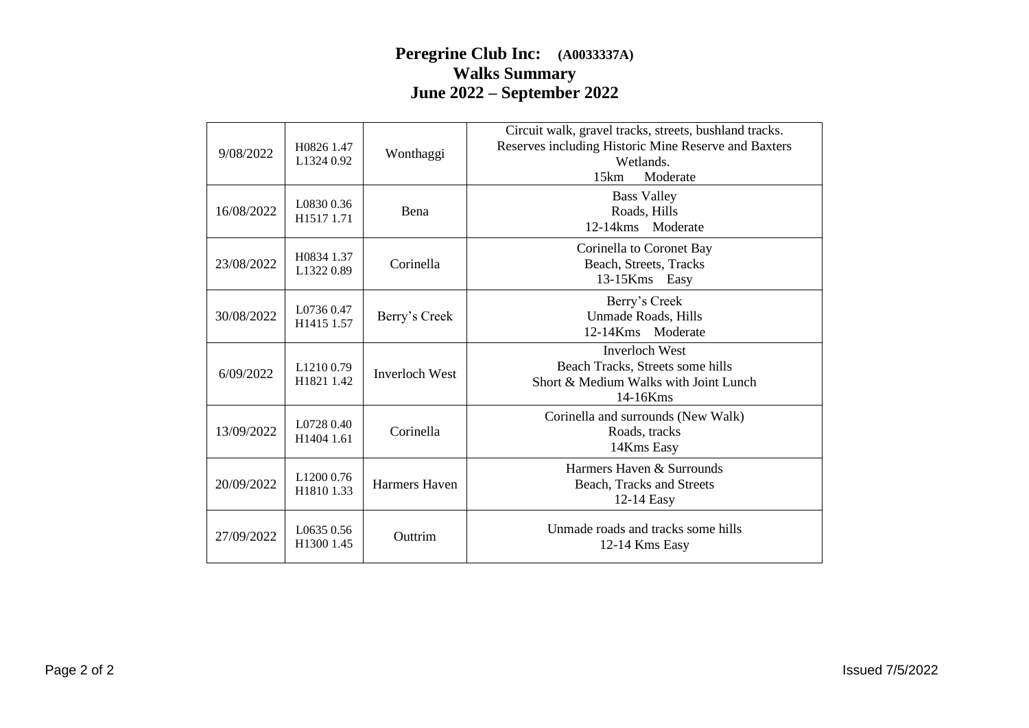# Peregrine Club Inc: (A0033337A)

## Walks Summary

## June 2022 – September 2022

| | | | |
|---|---|---|---|
| 9/08/2022 | H0826 1.47<br>L1324 0.92 | Wonthaggi | Circuit walk, gravel tracks, streets, bushland tracks.<br>Reserves including Historic Mine Reserve and Baxters Wetlands.<br>15km Moderate |
| 16/08/2022 | L0830 0.36<br>H1517 1.71 | Bena | Bass Valley<br>Roads, Hills<br>12-14kms Moderate |
| 23/08/2022 | H0834 1.37<br>L1322 0.89 | Corinella | Corinella to Coronet Bay<br>Beach, Streets, Tracks<br>13-15Kms Easy |
| 30/08/2022 | L0736 0.47<br>H1415 1.57 | Berry's Creek | Berry's Creek<br>Unmade Roads, Hills<br>12-14Kms Moderate |
| 6/09/2022 | L1210 0.79<br>H1821 1.42 | Inverloch West | Inverloch West<br>Beach Tracks, Streets some hills<br>Short & Medium Walks with Joint Lunch<br>14-16Kms |
| 13/09/2022 | L0728 0.40<br>H1404 1.61 | Corinella | Corinella and surrounds (New Walk)<br>Roads, tracks<br>14Kms Easy |
| 20/09/2022 | L1200 0.76<br>H1810 1.33 | Harmers Haven | Harmers Haven & Surrounds<br>Beach, Tracks and Streets<br>12-14 Easy |
| 27/09/2022 | L0635 0.56<br>H1300 1.45 | Outtrim | Unmade roads and tracks some hills<br>12-14 Kms Easy |

Issued 7/5/2022